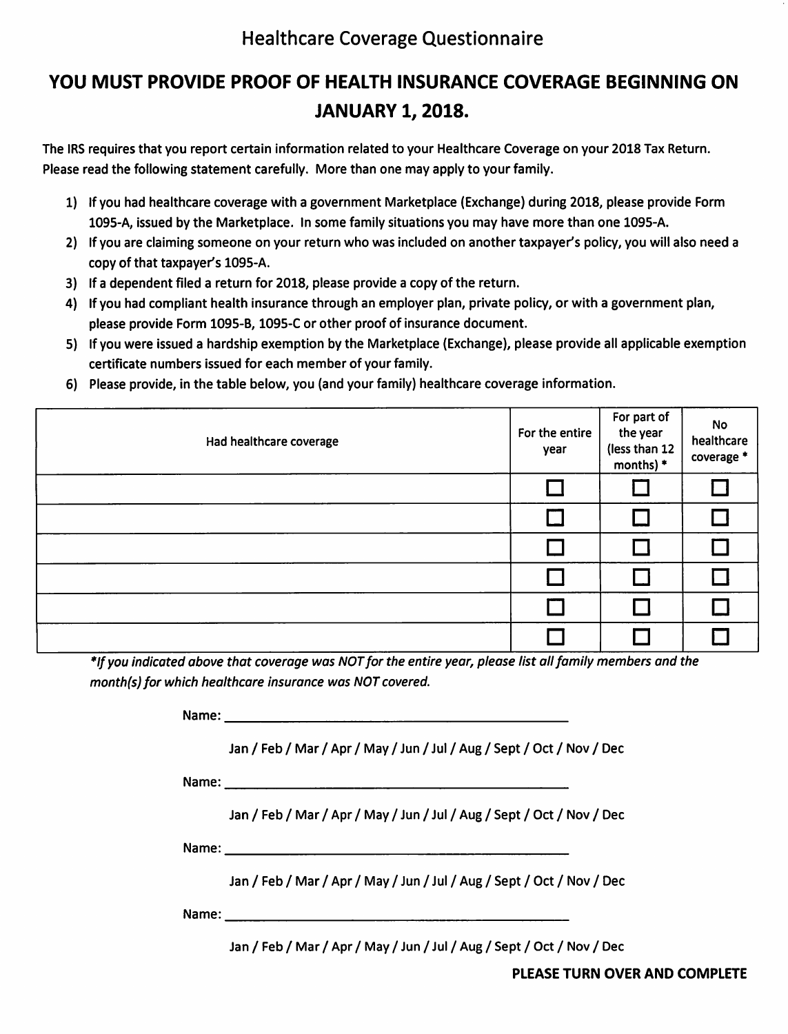# Healthcare Coverage Questionnaire

## YOU MUST PROVIDE PROOF OF HEALTH INSURANCE COVERAGE BEGINNING ON JANUARY 1, 2018.

**The IRS requires that you report certain information related to your Healthcare Coverage on your 2018 Tax Return. Please read the following statement carefully. More than one may apply to your family.**

1) If you had healthcare coverage with a government Marketplace (Exchange) during 2018, please provide Form 1095-A, issued by the Marketplace. In some family situations you may have more than one 1095-A.
2) If you are claiming someone on your return who was included on another taxpayer's policy, you will also need a copy of that taxpayer's 1095-A.
3) If a dependent filed a return for 2018, please provide a copy of the return.
4) If you had compliant health insurance through an employer plan, private policy, or with a government plan, please provide Form 1095-B, 1095-C or other proof of insurance document.
5) If you were issued a hardship exemption by the Marketplace (Exchange), please provide all applicable exemption certificate numbers issued for each member of your family.
6) Please provide, in the table below, you (and your family) healthcare coverage information.

| Had healthcare coverage | For the entire year | For part of the year (less than 12 months) * | No healthcare coverage * |
|---|---|---|---|
| | ☐ | ☐ | ☐ |
| | ☐ | ☐ | ☐ |
| | ☐ | ☐ | ☐ |
| | ☐ | ☐ | ☐ |
| | ☐ | ☐ | ☐ |
| | ☐ | ☐ | ☐ |

***If you indicated above that coverage was NOT for the entire year, please list all family members and the month(s) for which healthcare insurance was NOT covered.***

Name: ______________________________________________

Jan / Feb / Mar / Apr / May / Jun / Jul / Aug / Sept / Oct / Nov / Dec

Name: ______________________________________________

Jan / Feb / Mar / Apr / May / Jun / Jul / Aug / Sept / Oct / Nov / Dec

Name: ______________________________________________

Jan / Feb / Mar / Apr / May / Jun / Jul / Aug / Sept / Oct / Nov / Dec

Name: ______________________________________________

Jan / Feb / Mar / Apr / May / Jun / Jul / Aug / Sept / Oct / Nov / Dec

**PLEASE TURN OVER AND COMPLETE**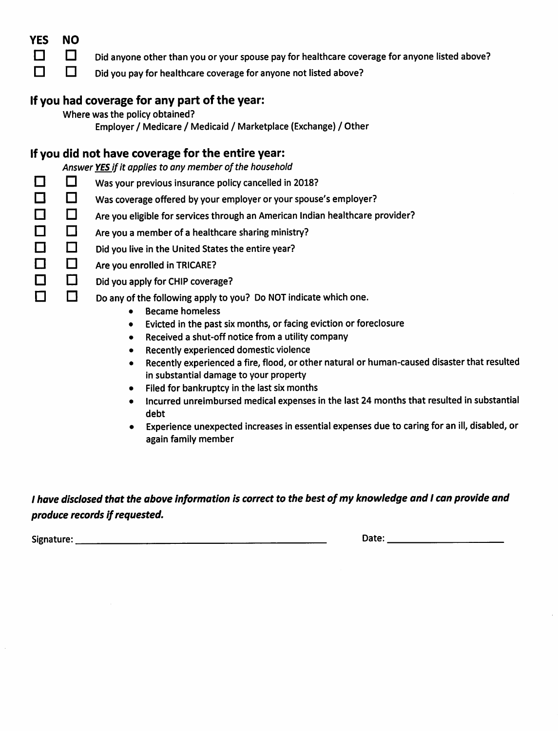| YES | NO | |
|---|---|---|
| ☐ | ☐ | Did anyone other than you or your spouse pay for healthcare coverage for anyone listed above? |
| ☐ | ☐ | Did you pay for healthcare coverage for anyone not listed above? |

## If you had coverage for any part of the year:

Where was the policy obtained?

Employer / Medicare / Medicaid / Marketplace (Exchange) / Other

## If you did not have coverage for the entire year:

*Answer **YES** if it applies to any member of the household*

| | | |
|---|---|---|
| ☐ | ☐ | Was your previous insurance policy cancelled in 2018? |
| ☐ | ☐ | Was coverage offered by your employer or your spouse's employer? |
| ☐ | ☐ | Are you eligible for services through an American Indian healthcare provider? |
| ☐ | ☐ | Are you a member of a healthcare sharing ministry? |
| ☐ | ☐ | Did you live in the United States the entire year? |
| ☐ | ☐ | Are you enrolled in TRICARE? |
| ☐ | ☐ | Did you apply for CHIP coverage? |
| ☐ | ☐ | Do any of the following apply to you? Do NOT indicate which one. |

- Became homeless
- Evicted in the past six months, or facing eviction or foreclosure
- Received a shut-off notice from a utility company
- Recently experienced domestic violence
- Recently experienced a fire, flood, or other natural or human-caused disaster that resulted in substantial damage to your property
- Filed for bankruptcy in the last six months
- Incurred unreimbursed medical expenses in the last 24 months that resulted in substantial debt
- Experience unexpected increases in essential expenses due to caring for an ill, disabled, or again family member

***I have disclosed that the above information is correct to the best of my knowledge and I can provide and produce records if requested.***

Signature: ______________________________ Date: ____________________